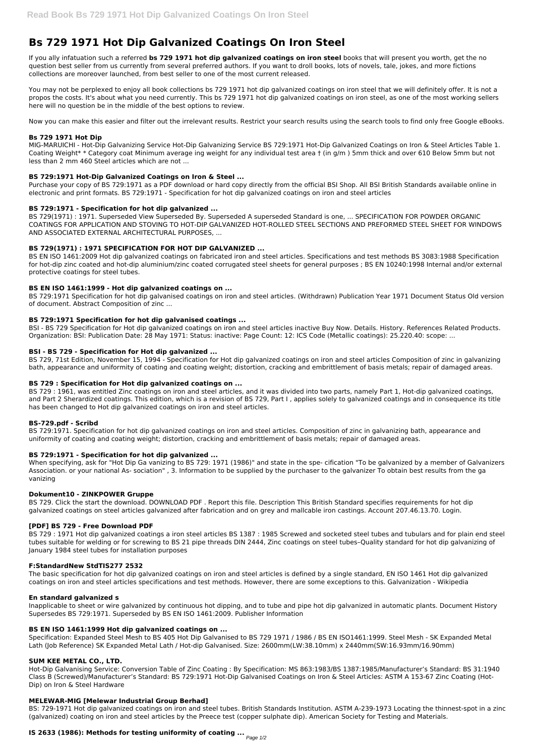# Bs 729 1971 Hot Dip Galvanized Coatings On Iron Steel

If you ally infatuation such a referred **bs 729 1971 hot dip galvanized coatings on iron steel** books that will present you worth, get the no question best seller from us currently from several preferred authors. If you want to droll books, lots of novels, tale, jokes, and more fictions collections are moreover launched, from best seller to one of the most current released.

You may not be perplexed to enjoy all book collections bs 729 1971 hot dip galvanized coatings on iron steel that we will definitely offer. It is not a propos the costs. It's about what you need currently. This bs 729 1971 hot dip galvanized coatings on iron steel, as one of the most working sellers here will no question be in the middle of the best options to review.

Now you can make this easier and filter out the irrelevant results. Restrict your search results using the search tools to find only free Google eBooks.

### Bs 729 1971 Hot Dip

MIG-MARUICHI - Hot-Dip Galvanizing Service Hot-Dip Galvanizing Service BS 729:1971 Hot-Dip Galvanized Coatings on Iron & Steel Articles Table 1. Coating Weight* * Category coat Minimum average ing weight for any individual test area † (in g/m ) 5mm thick and over 610 Below 5mm but not less than 2 mm 460 Steel articles which are not ...

### BS 729:1971 Hot-Dip Galvanized Coatings on Iron & Steel ...

Purchase your copy of BS 729:1971 as a PDF download or hard copy directly from the official BSI Shop. All BSI British Standards available online in electronic and print formats. BS 729:1971 - Specification for hot dip galvanized coatings on iron and steel articles

### BS 729:1971 - Specification for hot dip galvanized ...

BS 729(1971) : 1971. Superseded View Superseded By. Superseded A superseded Standard is one, ... SPECIFICATION FOR POWDER ORGANIC COATINGS FOR APPLICATION AND STOVING TO HOT-DIP GALVANIZED HOT-ROLLED STEEL SECTIONS AND PREFORMED STEEL SHEET FOR WINDOWS AND ASSOCIATED EXTERNAL ARCHITECTURAL PURPOSES, ...

### BS 729(1971) : 1971 SPECIFICATION FOR HOT DIP GALVANIZED ...

BS EN ISO 1461:2009 Hot dip galvanized coatings on fabricated iron and steel articles. Specifications and test methods BS 3083:1988 Specification for hot-dip zinc coated and hot-dip aluminium/zinc coated corrugated steel sheets for general purposes ; BS EN 10240:1998 Internal and/or external protective coatings for steel tubes.

### BS EN ISO 1461:1999 - Hot dip galvanized coatings on ...

BS 729:1971 Specification for hot dip galvanised coatings on iron and steel articles. (Withdrawn) Publication Year 1971 Document Status Old version of document. Abstract Composition of zinc ...

### BS 729:1971 Specification for hot dip galvanised coatings ...

BSI - BS 729 Specification for Hot dip galvanized coatings on iron and steel articles inactive Buy Now. Details. History. References Related Products. Organization: BSI: Publication Date: 28 May 1971: Status: inactive: Page Count: 12: ICS Code (Metallic coatings): 25.220.40: scope: ...

### BSI - BS 729 - Specification for Hot dip galvanized ...

BS 729, 71st Edition, November 15, 1994 - Specification for Hot dip galvanized coatings on iron and steel articles Composition of zinc in galvanizing bath, appearance and uniformity of coating and coating weight; distortion, cracking and embrittlement of basis metals; repair of damaged areas.

### BS 729 : Specification for Hot dip galvanized coatings on ...

BS 729 : 1961, was entitled Zinc coatings on iron and steel articles, and it was divided into two parts, namely Part 1, Hot-dip galvanized coatings, and Part 2 Sherardized coatings. This edition, which is a revision of BS 729, Part I , applies solely to galvanized coatings and in consequence its title has been changed to Hot dip galvanized coatings on iron and steel articles.

### BS-729.pdf - Scribd

BS 729:1971. Specification for hot dip galvanized coatings on iron and steel articles. Composition of zinc in galvanizing bath, appearance and uniformity of coating and coating weight; distortion, cracking and embrittlement of basis metals; repair of damaged areas.

### BS 729:1971 - Specification for hot dip galvanized ...

When specifying, ask for "Hot Dip Ga vanizing to BS 729: 1971 (1986)" and state in the spe- cification "To be galvanized by a member of Galvanizers Association. or your national As- sociation" , 3. Information to be supplied by the purchaser to the galvanizer To obtain best results from the ga vanizing

### Dokument10 - ZINKPOWER Gruppe

BS 729. Click the start the download. DOWNLOAD PDF . Report this file. Description This British Standard specifies requirements for hot dip galvanized coatings on steel articles galvanized after fabrication and on grey and mallcable iron castings. Account 207.46.13.70. Login.

### [PDF] BS 729 - Free Download PDF

BS 729 : 1971 Hot dip galvanized coatings a iron steel articles BS 1387 : 1985 Screwed and socketed steel tubes and tubulars and for plain end steel tubes suitable for welding or for screwing to BS 21 pipe threads DIN 2444, Zinc coatings on steel tubes–Quality standard for hot dip galvanizing of January 1984 steel tubes for installation purposes

### F:StandardNew StdTIS277 2532

The basic specification for hot dip galvanized coatings on iron and steel articles is defined by a single standard, EN ISO 1461 Hot dip galvanized coatings on iron and steel articles specifications and test methods. However, there are some exceptions to this. Galvanization - Wikipedia

### En standard galvanized s

Inapplicable to sheet or wire galvanized by continuous hot dipping, and to tube and pipe hot dip galvanized in automatic plants. Document History Supersedes BS 729:1971. Superseded by BS EN ISO 1461:2009. Publisher Information

### BS EN ISO 1461:1999 Hot dip galvanized coatings on ...

Specification: Expanded Steel Mesh to BS 405 Hot Dip Galvanised to BS 729 1971 / 1986 / BS EN ISO1461:1999. Steel Mesh - SK Expanded Metal Lath (Job Reference) SK Expanded Metal Lath / Hot-dip Galvanised. Size: 2600mm(LW:38.10mm) x 2440mm(SW:16.93mm/16.90mm)

### SUM KEE METAL CO., LTD.

Hot-Dip Galvanising Service: Conversion Table of Zinc Coating : By Specification: MS 863:1983/BS 1387:1985/Manufacturer's Standard: BS 31:1940 Class B (Screwed)/Manufacturer's Standard: BS 729:1971 Hot-Dip Galvanised Coatings on Iron & Steel Articles: ASTM A 153-67 Zinc Coating (Hot-Dip) on Iron & Steel Hardware

### MELEWAR-MIG [Melewar Industrial Group Berhad]

BS: 729-1971 Hot dip galvanized coatings on iron and steel tubes. British Standards Institution. ASTM A-239-1973 Locating the thinnest-spot in a zinc (galvanized) coating on iron and steel articles by the Preece test (copper sulphate dip). American Society for Testing and Materials.

### IS 2633 (1986): Methods for testing uniformity of coating ...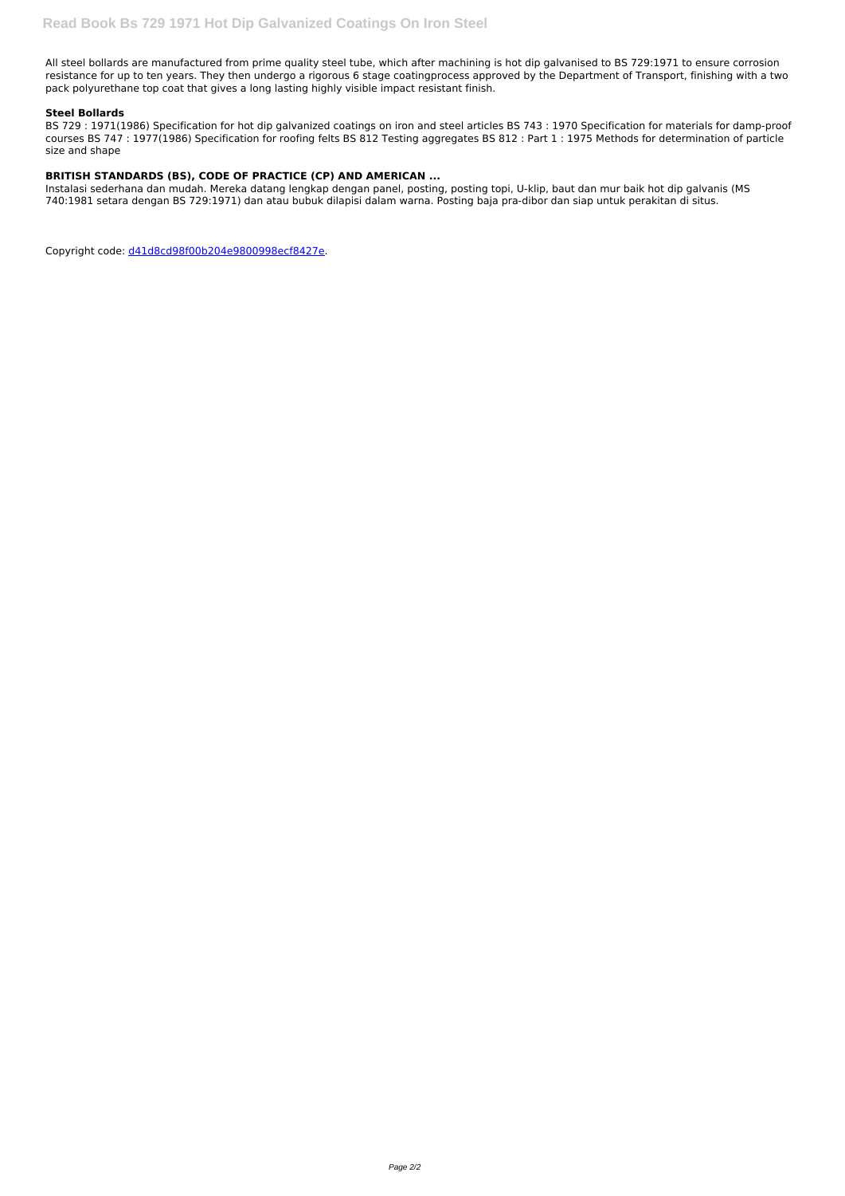All steel bollards are manufactured from prime quality steel tube, which after machining is hot dip galvanised to BS 729:1971 to ensure corrosion resistance for up to ten years. They then undergo a rigorous 6 stage coatingprocess approved by the Department of Transport, finishing with a two pack polyurethane top coat that gives a long lasting highly visible impact resistant finish.

**Steel Bollards**

BS 729 : 1971(1986) Specification for hot dip galvanized coatings on iron and steel articles BS 743 : 1970 Specification for materials for damp-proof courses BS 747 : 1977(1986) Specification for roofing felts BS 812 Testing aggregates BS 812 : Part 1 : 1975 Methods for determination of particle size and shape

**BRITISH STANDARDS (BS), CODE OF PRACTICE (CP) AND AMERICAN ...**

Instalasi sederhana dan mudah. Mereka datang lengkap dengan panel, posting, posting topi, U-klip, baut dan mur baik hot dip galvanis (MS 740:1981 setara dengan BS 729:1971) dan atau bubuk dilapisi dalam warna. Posting baja pra-dibor dan siap untuk perakitan di situs.

Copyright code: d41d8cd98f00b204e9800998ecf8427e.